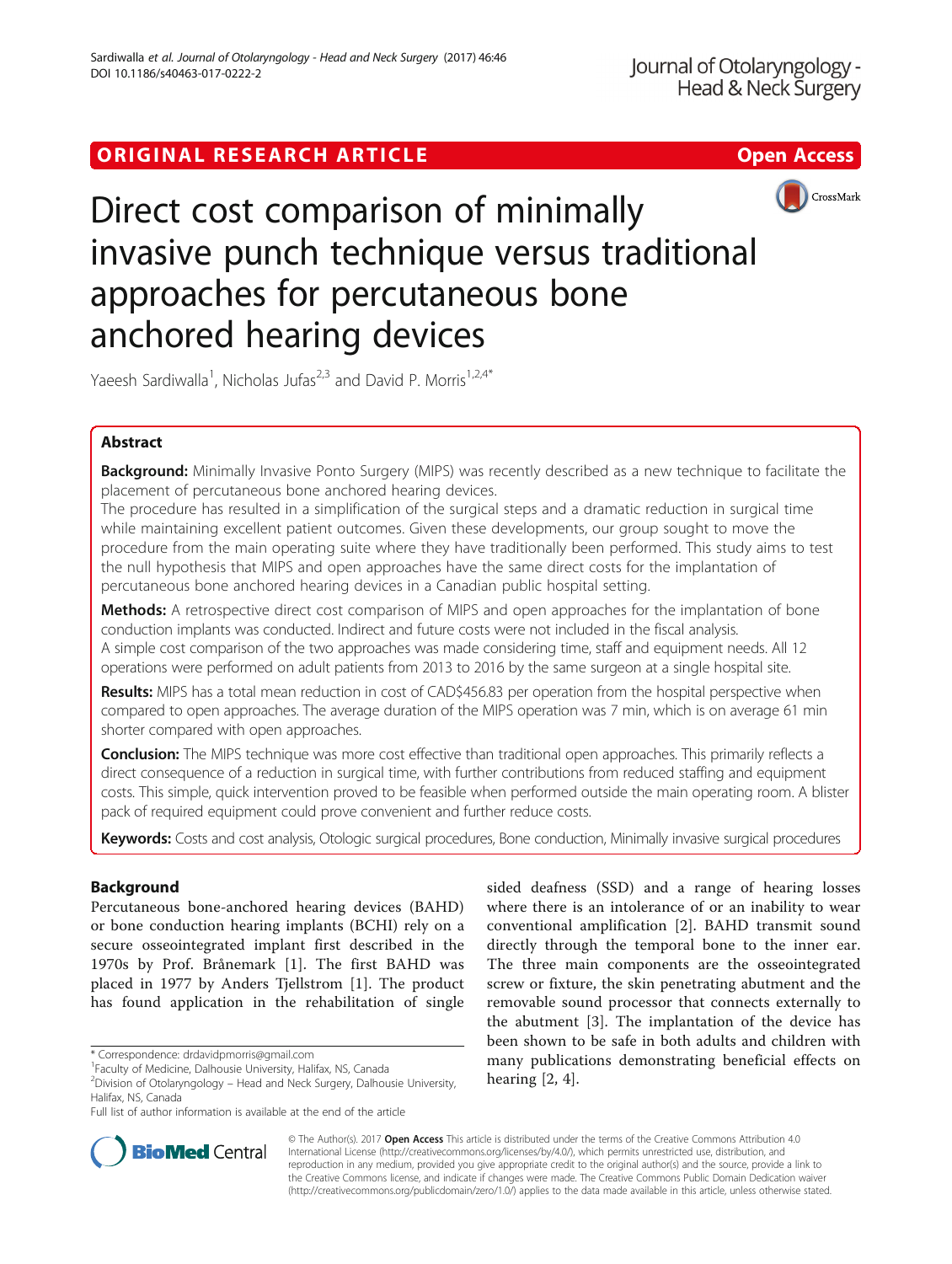ORIGINAL RESEARCH ARTICLE

Open Access

# Direct cost comparison of minimally invasive punch technique versus traditional approaches for percutaneous bone anchored hearing devices

Yaeesh Sardiwalla[1], Nicholas Jufas[2,3] and David P. Morris[1,2,4*]

## Abstract

**Background:** Minimally Invasive Ponto Surgery (MIPS) was recently described as a new technique to facilitate the placement of percutaneous bone anchored hearing devices.

The procedure has resulted in a simplification of the surgical steps and a dramatic reduction in surgical time while maintaining excellent patient outcomes. Given these developments, our group sought to move the procedure from the main operating suite where they have traditionally been performed. This study aims to test the null hypothesis that MIPS and open approaches have the same direct costs for the implantation of percutaneous bone anchored hearing devices in a Canadian public hospital setting.

**Methods:** A retrospective direct cost comparison of MIPS and open approaches for the implantation of bone conduction implants was conducted. Indirect and future costs were not included in the fiscal analysis.

A simple cost comparison of the two approaches was made considering time, staff and equipment needs. All 12 operations were performed on adult patients from 2013 to 2016 by the same surgeon at a single hospital site.

**Results:** MIPS has a total mean reduction in cost of CAD$456.83 per operation from the hospital perspective when compared to open approaches. The average duration of the MIPS operation was 7 min, which is on average 61 min shorter compared with open approaches.

**Conclusion:** The MIPS technique was more cost effective than traditional open approaches. This primarily reflects a direct consequence of a reduction in surgical time, with further contributions from reduced staffing and equipment costs. This simple, quick intervention proved to be feasible when performed outside the main operating room. A blister pack of required equipment could prove convenient and further reduce costs.

**Keywords:** Costs and cost analysis, Otologic surgical procedures, Bone conduction, Minimally invasive surgical procedures

## Background

Percutaneous bone-anchored hearing devices (BAHD) or bone conduction hearing implants (BCHI) rely on a secure osseointegrated implant first described in the 1970s by Prof. Brånemark [1]. The first BAHD was placed in 1977 by Anders Tjellstrom [1]. The product has found application in the rehabilitation of single sided deafness (SSD) and a range of hearing losses where there is an intolerance of or an inability to wear conventional amplification [2]. BAHD transmit sound directly through the temporal bone to the inner ear. The three main components are the osseointegrated screw or fixture, the skin penetrating abutment and the removable sound processor that connects externally to the abutment [3]. The implantation of the device has been shown to be safe in both adults and children with many publications demonstrating beneficial effects on hearing [2, 4].

* Correspondence: drdavidpmorris@gmail.com

[1]Faculty of Medicine, Dalhousie University, Halifax, NS, Canada

[2]Division of Otolaryngology – Head and Neck Surgery, Dalhousie University, Halifax, NS, Canada

Full list of author information is available at the end of the article

© The Author(s). 2017 **Open Access** This article is distributed under the terms of the Creative Commons Attribution 4.0 International License (http://creativecommons.org/licenses/by/4.0/), which permits unrestricted use, distribution, and reproduction in any medium, provided you give appropriate credit to the original author(s) and the source, provide a link to the Creative Commons license, and indicate if changes were made. The Creative Commons Public Domain Dedication waiver (http://creativecommons.org/publicdomain/zero/1.0/) applies to the data made available in this article, unless otherwise stated.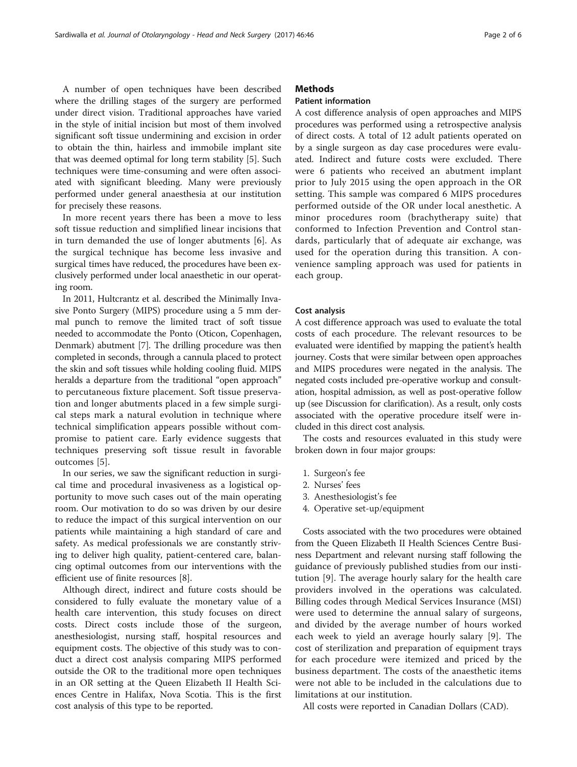A number of open techniques have been described where the drilling stages of the surgery are performed under direct vision. Traditional approaches have varied in the style of initial incision but most of them involved significant soft tissue undermining and excision in order to obtain the thin, hairless and immobile implant site that was deemed optimal for long term stability [5]. Such techniques were time-consuming and were often associated with significant bleeding. Many were previously performed under general anaesthesia at our institution for precisely these reasons.

In more recent years there has been a move to less soft tissue reduction and simplified linear incisions that in turn demanded the use of longer abutments [6]. As the surgical technique has become less invasive and surgical times have reduced, the procedures have been exclusively performed under local anaesthetic in our operating room.

In 2011, Hultcrantz et al. described the Minimally Invasive Ponto Surgery (MIPS) procedure using a 5 mm dermal punch to remove the limited tract of soft tissue needed to accommodate the Ponto (Oticon, Copenhagen, Denmark) abutment [7]. The drilling procedure was then completed in seconds, through a cannula placed to protect the skin and soft tissues while holding cooling fluid. MIPS heralds a departure from the traditional "open approach" to percutaneous fixture placement. Soft tissue preservation and longer abutments placed in a few simple surgical steps mark a natural evolution in technique where technical simplification appears possible without compromise to patient care. Early evidence suggests that techniques preserving soft tissue result in favorable outcomes [5].

In our series, we saw the significant reduction in surgical time and procedural invasiveness as a logistical opportunity to move such cases out of the main operating room. Our motivation to do so was driven by our desire to reduce the impact of this surgical intervention on our patients while maintaining a high standard of care and safety. As medical professionals we are constantly striving to deliver high quality, patient-centered care, balancing optimal outcomes from our interventions with the efficient use of finite resources [8].

Although direct, indirect and future costs should be considered to fully evaluate the monetary value of a health care intervention, this study focuses on direct costs. Direct costs include those of the surgeon, anesthesiologist, nursing staff, hospital resources and equipment costs. The objective of this study was to conduct a direct cost analysis comparing MIPS performed outside the OR to the traditional more open techniques in an OR setting at the Queen Elizabeth II Health Sciences Centre in Halifax, Nova Scotia. This is the first cost analysis of this type to be reported.

## Methods

### Patient information

A cost difference analysis of open approaches and MIPS procedures was performed using a retrospective analysis of direct costs. A total of 12 adult patients operated on by a single surgeon as day case procedures were evaluated. Indirect and future costs were excluded. There were 6 patients who received an abutment implant prior to July 2015 using the open approach in the OR setting. This sample was compared 6 MIPS procedures performed outside of the OR under local anesthetic. A minor procedures room (brachytherapy suite) that conformed to Infection Prevention and Control standards, particularly that of adequate air exchange, was used for the operation during this transition. A convenience sampling approach was used for patients in each group.

### Cost analysis

A cost difference approach was used to evaluate the total costs of each procedure. The relevant resources to be evaluated were identified by mapping the patient's health journey. Costs that were similar between open approaches and MIPS procedures were negated in the analysis. The negated costs included pre-operative workup and consultation, hospital admission, as well as post-operative follow up (see Discussion for clarification). As a result, only costs associated with the operative procedure itself were included in this direct cost analysis.

The costs and resources evaluated in this study were broken down in four major groups:

1. Surgeon's fee
2. Nurses' fees
3. Anesthesiologist's fee
4. Operative set-up/equipment

Costs associated with the two procedures were obtained from the Queen Elizabeth II Health Sciences Centre Business Department and relevant nursing staff following the guidance of previously published studies from our institution [9]. The average hourly salary for the health care providers involved in the operations was calculated. Billing codes through Medical Services Insurance (MSI) were used to determine the annual salary of surgeons, and divided by the average number of hours worked each week to yield an average hourly salary [9]. The cost of sterilization and preparation of equipment trays for each procedure were itemized and priced by the business department. The costs of the anaesthetic items were not able to be included in the calculations due to limitations at our institution.

All costs were reported in Canadian Dollars (CAD).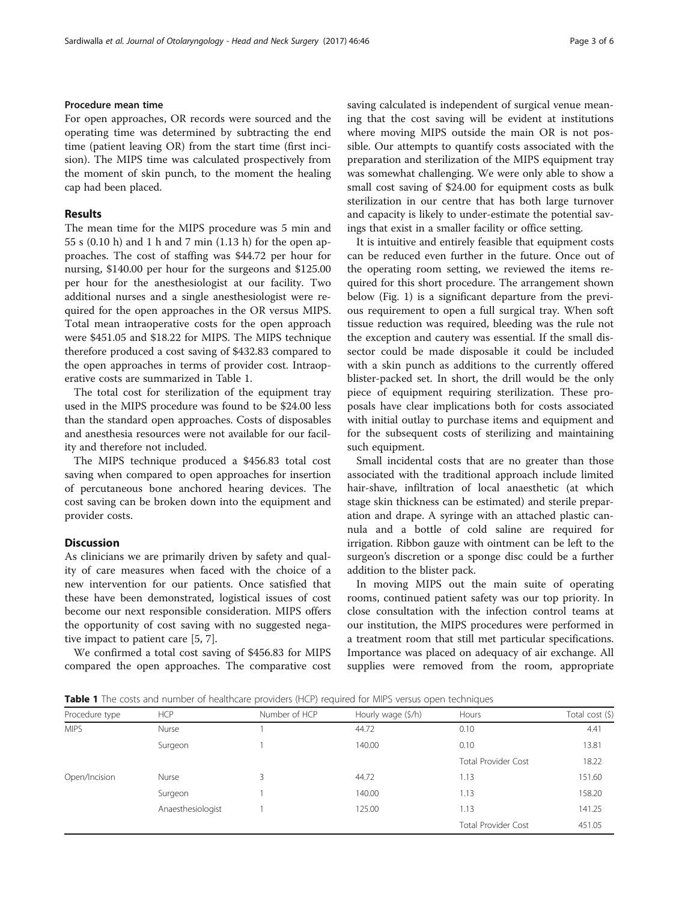### Procedure mean time

For open approaches, OR records were sourced and the operating time was determined by subtracting the end time (patient leaving OR) from the start time (first incision). The MIPS time was calculated prospectively from the moment of skin punch, to the moment the healing cap had been placed.

## Results

The mean time for the MIPS procedure was 5 min and 55 s (0.10 h) and 1 h and 7 min (1.13 h) for the open approaches. The cost of staffing was $44.72 per hour for nursing, $140.00 per hour for the surgeons and $125.00 per hour for the anesthesiologist at our facility. Two additional nurses and a single anesthesiologist were required for the open approaches in the OR versus MIPS. Total mean intraoperative costs for the open approach were $451.05 and $18.22 for MIPS. The MIPS technique therefore produced a cost saving of $432.83 compared to the open approaches in terms of provider cost. Intraoperative costs are summarized in Table 1.

The total cost for sterilization of the equipment tray used in the MIPS procedure was found to be $24.00 less than the standard open approaches. Costs of disposables and anesthesia resources were not available for our facility and therefore not included.

The MIPS technique produced a $456.83 total cost saving when compared to open approaches for insertion of percutaneous bone anchored hearing devices. The cost saving can be broken down into the equipment and provider costs.

## Discussion

As clinicians we are primarily driven by safety and quality of care measures when faced with the choice of a new intervention for our patients. Once satisfied that these have been demonstrated, logistical issues of cost become our next responsible consideration. MIPS offers the opportunity of cost saving with no suggested negative impact to patient care [5, 7].

We confirmed a total cost saving of $456.83 for MIPS compared the open approaches. The comparative cost saving calculated is independent of surgical venue meaning that the cost saving will be evident at institutions where moving MIPS outside the main OR is not possible. Our attempts to quantify costs associated with the preparation and sterilization of the MIPS equipment tray was somewhat challenging. We were only able to show a small cost saving of $24.00 for equipment costs as bulk sterilization in our centre that has both large turnover and capacity is likely to under-estimate the potential savings that exist in a smaller facility or office setting.

It is intuitive and entirely feasible that equipment costs can be reduced even further in the future. Once out of the operating room setting, we reviewed the items required for this short procedure. The arrangement shown below (Fig. 1) is a significant departure from the previous requirement to open a full surgical tray. When soft tissue reduction was required, bleeding was the rule not the exception and cautery was essential. If the small dissector could be made disposable it could be included with a skin punch as additions to the currently offered blister-packed set. In short, the drill would be the only piece of equipment requiring sterilization. These proposals have clear implications both for costs associated with initial outlay to purchase items and equipment and for the subsequent costs of sterilizing and maintaining such equipment.

Small incidental costs that are no greater than those associated with the traditional approach include limited hair-shave, infiltration of local anaesthetic (at which stage skin thickness can be estimated) and sterile preparation and drape. A syringe with an attached plastic cannula and a bottle of cold saline are required for irrigation. Ribbon gauze with ointment can be left to the surgeon's discretion or a sponge disc could be a further addition to the blister pack.

In moving MIPS out the main suite of operating rooms, continued patient safety was our top priority. In close consultation with the infection control teams at our institution, the MIPS procedures were performed in a treatment room that still met particular specifications. Importance was placed on adequacy of air exchange. All supplies were removed from the room, appropriate

**Table 1** The costs and number of healthcare providers (HCP) required for MIPS versus open techniques

| Procedure type | HCP | Number of HCP | Hourly wage ($/h) | Hours | Total cost ($) |
|---|---|---|---|---|---|
| MIPS | Nurse | 1 | 44.72 | 0.10 | 4.41 |
| | Surgeon | 1 | 140.00 | 0.10 | 13.81 |
| | | | | Total Provider Cost | 18.22 |
| Open/Incision | Nurse | 3 | 44.72 | 1.13 | 151.60 |
| | Surgeon | 1 | 140.00 | 1.13 | 158.20 |
| | Anaesthesiologist | 1 | 125.00 | 1.13 | 141.25 |
| | | | | Total Provider Cost | 451.05 |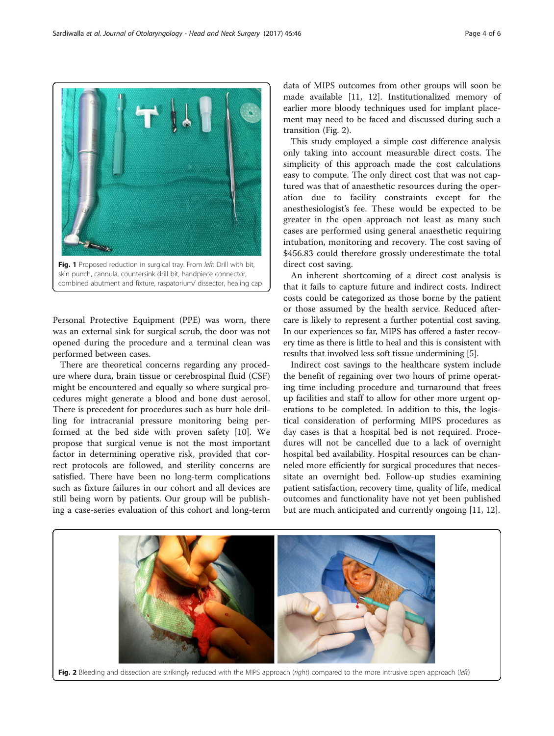Fig. 1 Proposed reduction in surgical tray. From *left*: Drill with bit, skin punch, cannula, countersink drill bit, handpiece connector, combined abutment and fixture, raspatorium/ dissector, healing cap

Personal Protective Equipment (PPE) was worn, there was an external sink for surgical scrub, the door was not opened during the procedure and a terminal clean was performed between cases.

There are theoretical concerns regarding any procedure where dura, brain tissue or cerebrospinal fluid (CSF) might be encountered and equally so where surgical procedures might generate a blood and bone dust aerosol. There is precedent for procedures such as burr hole drilling for intracranial pressure monitoring being performed at the bed side with proven safety [10]. We propose that surgical venue is not the most important factor in determining operative risk, provided that correct protocols are followed, and sterility concerns are satisfied. There have been no long-term complications such as fixture failures in our cohort and all devices are still being worn by patients. Our group will be publishing a case-series evaluation of this cohort and long-term data of MIPS outcomes from other groups will soon be made available [11, 12]. Institutionalized memory of earlier more bloody techniques used for implant placement may need to be faced and discussed during such a transition (Fig. 2).

This study employed a simple cost difference analysis only taking into account measurable direct costs. The simplicity of this approach made the cost calculations easy to compute. The only direct cost that was not captured was that of anaesthetic resources during the operation due to facility constraints except for the anesthesiologist's fee. These would be expected to be greater in the open approach not least as many such cases are performed using general anaesthetic requiring intubation, monitoring and recovery. The cost saving of $456.83 could therefore grossly underestimate the total direct cost saving.

An inherent shortcoming of a direct cost analysis is that it fails to capture future and indirect costs. Indirect costs could be categorized as those borne by the patient or those assumed by the health service. Reduced aftercare is likely to represent a further potential cost saving. In our experiences so far, MIPS has offered a faster recovery time as there is little to heal and this is consistent with results that involved less soft tissue undermining [5].

Indirect cost savings to the healthcare system include the benefit of regaining over two hours of prime operating time including procedure and turnaround that frees up facilities and staff to allow for other more urgent operations to be completed. In addition to this, the logistical consideration of performing MIPS procedures as day cases is that a hospital bed is not required. Procedures will not be cancelled due to a lack of overnight hospital bed availability. Hospital resources can be channeled more efficiently for surgical procedures that necessitate an overnight bed. Follow-up studies examining patient satisfaction, recovery time, quality of life, medical outcomes and functionality have not yet been published but are much anticipated and currently ongoing [11, 12].

Fig. 2 Bleeding and dissection are strikingly reduced with the MIPS approach (*right*) compared to the more intrusive open approach (*left*)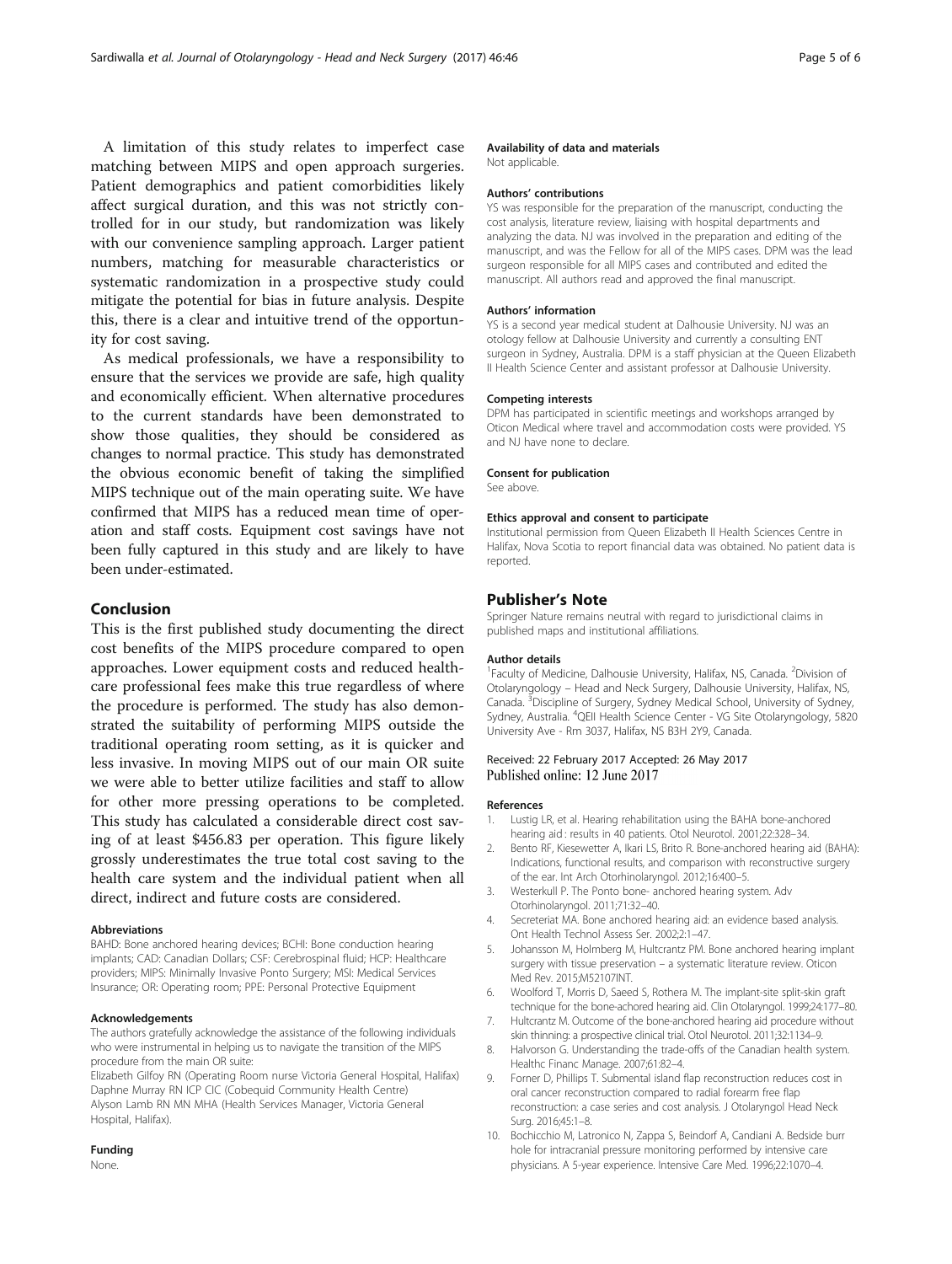A limitation of this study relates to imperfect case matching between MIPS and open approach surgeries. Patient demographics and patient comorbidities likely affect surgical duration, and this was not strictly controlled for in our study, but randomization was likely with our convenience sampling approach. Larger patient numbers, matching for measurable characteristics or systematic randomization in a prospective study could mitigate the potential for bias in future analysis. Despite this, there is a clear and intuitive trend of the opportunity for cost saving.

As medical professionals, we have a responsibility to ensure that the services we provide are safe, high quality and economically efficient. When alternative procedures to the current standards have been demonstrated to show those qualities, they should be considered as changes to normal practice. This study has demonstrated the obvious economic benefit of taking the simplified MIPS technique out of the main operating suite. We have confirmed that MIPS has a reduced mean time of operation and staff costs. Equipment cost savings have not been fully captured in this study and are likely to have been under-estimated.

## Conclusion

This is the first published study documenting the direct cost benefits of the MIPS procedure compared to open approaches. Lower equipment costs and reduced healthcare professional fees make this true regardless of where the procedure is performed. The study has also demonstrated the suitability of performing MIPS outside the traditional operating room setting, as it is quicker and less invasive. In moving MIPS out of our main OR suite we were able to better utilize facilities and staff to allow for other more pressing operations to be completed. This study has calculated a considerable direct cost saving of at least $456.83 per operation. This figure likely grossly underestimates the true total cost saving to the health care system and the individual patient when all direct, indirect and future costs are considered.

#### Abbreviations

BAHD: Bone anchored hearing devices; BCHI: Bone conduction hearing implants; CAD: Canadian Dollars; CSF: Cerebrospinal fluid; HCP: Healthcare providers; MIPS: Minimally Invasive Ponto Surgery; MSI: Medical Services Insurance; OR: Operating room; PPE: Personal Protective Equipment

#### Acknowledgements

The authors gratefully acknowledge the assistance of the following individuals who were instrumental in helping us to navigate the transition of the MIPS procedure from the main OR suite:

Elizabeth Gilfoy RN (Operating Room nurse Victoria General Hospital, Halifax)
Daphne Murray RN ICP CIC (Cobequid Community Health Centre)
Alyson Lamb RN MN MHA (Health Services Manager, Victoria General Hospital, Halifax).

#### Funding

None.

#### Availability of data and materials

Not applicable.

#### Authors' contributions

YS was responsible for the preparation of the manuscript, conducting the cost analysis, literature review, liaising with hospital departments and analyzing the data. NJ was involved in the preparation and editing of the manuscript, and was the Fellow for all of the MIPS cases. DPM was the lead surgeon responsible for all MIPS cases and contributed and edited the manuscript. All authors read and approved the final manuscript.

#### Authors' information

YS is a second year medical student at Dalhousie University. NJ was an otology fellow at Dalhousie University and currently a consulting ENT surgeon in Sydney, Australia. DPM is a staff physician at the Queen Elizabeth II Health Science Center and assistant professor at Dalhousie University.

#### Competing interests

DPM has participated in scientific meetings and workshops arranged by Oticon Medical where travel and accommodation costs were provided. YS and NJ have none to declare.

#### Consent for publication

See above.

#### Ethics approval and consent to participate

Institutional permission from Queen Elizabeth II Health Sciences Centre in Halifax, Nova Scotia to report financial data was obtained. No patient data is reported.

## Publisher's Note

Springer Nature remains neutral with regard to jurisdictional claims in published maps and institutional affiliations.

#### Author details

[1]Faculty of Medicine, Dalhousie University, Halifax, NS, Canada. [2]Division of Otolaryngology – Head and Neck Surgery, Dalhousie University, Halifax, NS, Canada. [3]Discipline of Surgery, Sydney Medical School, University of Sydney, Sydney, Australia. [4]QEII Health Science Center - VG Site Otolaryngology, 5820 University Ave - Rm 3037, Halifax, NS B3H 2Y9, Canada.

Received: 22 February 2017 Accepted: 26 May 2017
Published online: 12 June 2017

#### References

1. Lustig LR, et al. Hearing rehabilitation using the BAHA bone-anchored hearing aid : results in 40 patients. Otol Neurotol. 2001;22:328–34.
2. Bento RF, Kiesewetter A, Ikari LS, Brito R. Bone-anchored hearing aid (BAHA): Indications, functional results, and comparison with reconstructive surgery of the ear. Int Arch Otorhinolaryngol. 2012;16:400–5.
3. Westerkull P. The Ponto bone- anchored hearing system. Adv Otorhinolaryngol. 2011;71:32–40.
4. Secreteriat MA. Bone anchored hearing aid: an evidence based analysis. Ont Health Technol Assess Ser. 2002;2:1–47.
5. Johansson M, Holmberg M, Hultcrantz PM. Bone anchored hearing implant surgery with tissue preservation – a systematic literature review. Oticon Med Rev. 2015;M52107INT.
6. Woolford T, Morris D, Saeed S, Rothera M. The implant-site split-skin graft technique for the bone-achored hearing aid. Clin Otolaryngol. 1999;24:177–80.
7. Hultcrantz M. Outcome of the bone-anchored hearing aid procedure without skin thinning: a prospective clinical trial. Otol Neurotol. 2011;32:1134–9.
8. Halvorson G. Understanding the trade-offs of the Canadian health system. Healthc Financ Manage. 2007;61:82–4.
9. Forner D, Phillips T. Submental island flap reconstruction reduces cost in oral cancer reconstruction compared to radial forearm free flap reconstruction: a case series and cost analysis. J Otolaryngol Head Neck Surg. 2016;45:1–8.
10. Bochicchio M, Latronico N, Zappa S, Beindorf A, Candiani A. Bedside burr hole for intracranial pressure monitoring performed by intensive care physicians. A 5-year experience. Intensive Care Med. 1996;22:1070–4.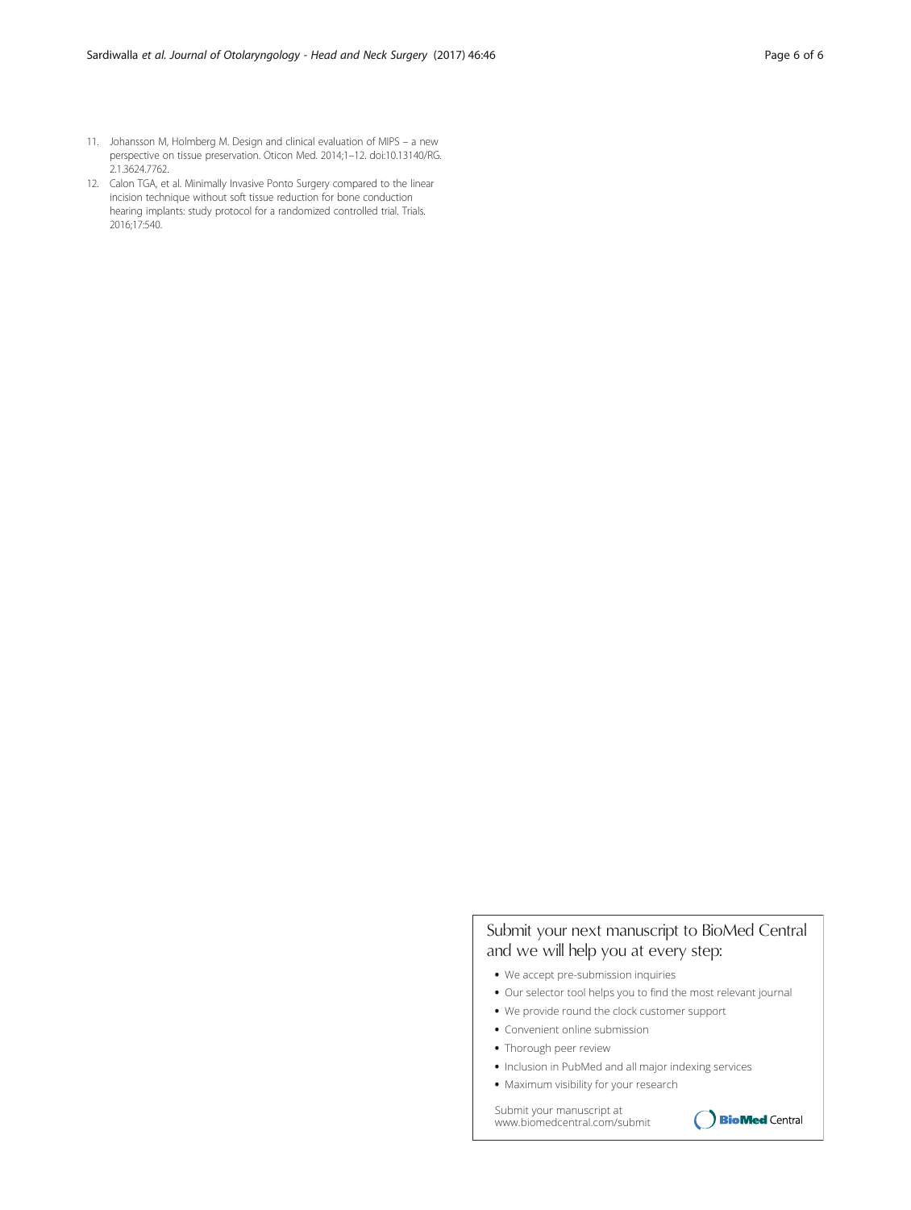11. Johansson M, Holmberg M. Design and clinical evaluation of MIPS – a new perspective on tissue preservation. Oticon Med. 2014;1–12. doi:10.13140/RG.2.1.3624.7762.
12. Calon TGA, et al. Minimally Invasive Ponto Surgery compared to the linear incision technique without soft tissue reduction for bone conduction hearing implants: study protocol for a randomized controlled trial. Trials. 2016;17:540.

Submit your next manuscript to BioMed Central and we will help you at every step:

- We accept pre-submission inquiries
- Our selector tool helps you to find the most relevant journal
- We provide round the clock customer support
- Convenient online submission
- Thorough peer review
- Inclusion in PubMed and all major indexing services
- Maximum visibility for your research

Submit your manuscript at
www.biomedcentral.com/submit

BioMed Central